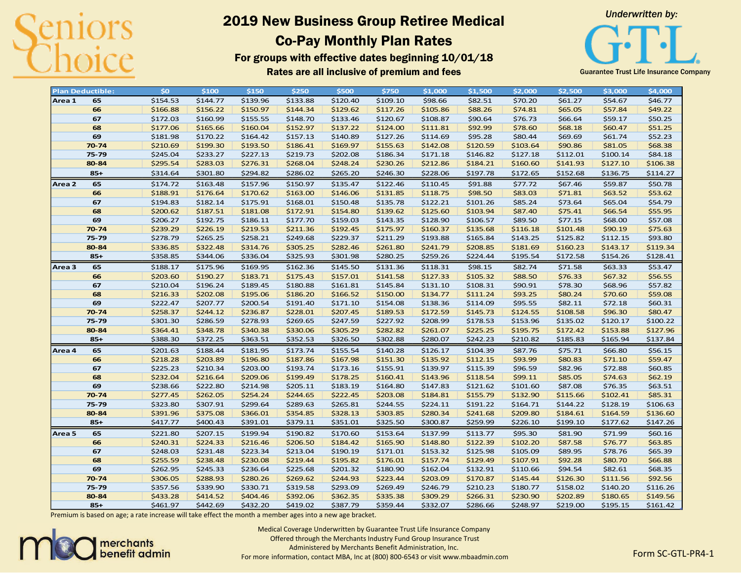Seniors Choice

# 2019 New Business Group Retiree Medical

## Co-Pay Monthly Plan Rates

**For groups with effective dates beginning 10/01/18**

**Rates are all inclusive of premium and fees**

*Underwritten by:*

G·T·L.

Guarantee Trust Life Insurance Company

| Plan Deductible: | | $0 | $100 | $150 | $250 | $500 | $750 | $1,000 | $1,500 | $2,000 | $2,500 | $3,000 | $4,000 |
|---|---|---|---|---|---|---|---|---|---|---|---|---|---|
| **Area 1** | **65** | $154.53 | $144.77 | $139.96 | $133.88 | $120.40 | $109.10 | $98.66 | $82.51 | $70.20 | $61.27 | $54.67 | $46.77 |
| | **66** | $166.88 | $156.22 | $150.97 | $144.34 | $129.62 | $117.26 | $105.86 | $88.26 | $74.81 | $65.05 | $57.84 | $49.22 |
| | **67** | $172.03 | $160.99 | $155.55 | $148.70 | $133.46 | $120.67 | $108.87 | $90.64 | $76.73 | $66.64 | $59.17 | $50.25 |
| | **68** | $177.06 | $165.66 | $160.04 | $152.97 | $137.22 | $124.00 | $111.81 | $92.99 | $78.60 | $68.18 | $60.47 | $51.25 |
| | **69** | $181.98 | $170.22 | $164.42 | $157.13 | $140.89 | $127.26 | $114.69 | $95.28 | $80.44 | $69.69 | $61.74 | $52.23 |
| | **70-74** | $210.69 | $199.30 | $193.50 | $186.41 | $169.97 | $155.63 | $142.08 | $120.59 | $103.64 | $90.86 | $81.05 | $68.38 |
| | **75-79** | $245.04 | $233.27 | $227.13 | $219.73 | $202.08 | $186.34 | $171.18 | $146.82 | $127.18 | $112.01 | $100.14 | $84.18 |
| | **80-84** | $295.54 | $283.03 | $276.31 | $268.04 | $248.24 | $230.26 | $212.86 | $184.21 | $160.60 | $141.93 | $127.10 | $106.38 |
| | **85+** | $314.64 | $301.80 | $294.82 | $286.02 | $265.20 | $246.30 | $228.06 | $197.78 | $172.65 | $152.68 | $136.75 | $114.27 |
| **Area 2** | **65** | $174.72 | $163.48 | $157.96 | $150.97 | $135.47 | $122.46 | $110.45 | $91.88 | $77.72 | $67.46 | $59.87 | $50.78 |
| | **66** | $188.91 | $176.64 | $170.62 | $163.00 | $146.06 | $131.85 | $118.75 | $98.50 | $83.03 | $71.81 | $63.52 | $53.62 |
| | **67** | $194.83 | $182.14 | $175.91 | $168.01 | $150.48 | $135.78 | $122.21 | $101.26 | $85.24 | $73.64 | $65.04 | $54.79 |
| | **68** | $200.62 | $187.51 | $181.08 | $172.91 | $154.80 | $139.62 | $125.60 | $103.94 | $87.40 | $75.41 | $66.54 | $55.95 |
| | **69** | $206.27 | $192.75 | $186.11 | $177.70 | $159.03 | $143.35 | $128.90 | $106.57 | $89.50 | $77.15 | $68.00 | $57.08 |
| | **70-74** | $239.29 | $226.19 | $219.53 | $211.36 | $192.45 | $175.97 | $160.37 | $135.68 | $116.18 | $101.48 | $90.19 | $75.63 |
| | **75-79** | $278.79 | $265.25 | $258.21 | $249.68 | $229.37 | $211.29 | $193.88 | $165.84 | $143.25 | $125.82 | $112.15 | $93.80 |
| | **80-84** | $336.85 | $322.48 | $314.76 | $305.25 | $282.46 | $261.80 | $241.79 | $208.85 | $181.69 | $160.23 | $143.17 | $119.34 |
| | **85+** | $358.85 | $344.06 | $336.04 | $325.93 | $301.98 | $280.25 | $259.26 | $224.44 | $195.54 | $172.58 | $154.26 | $128.41 |
| **Area 3** | **65** | $188.17 | $175.96 | $169.95 | $162.36 | $145.50 | $131.36 | $118.31 | $98.15 | $82.74 | $71.58 | $63.33 | $53.47 |
| | **66** | $203.60 | $190.27 | $183.71 | $175.43 | $157.01 | $141.58 | $127.33 | $105.32 | $88.50 | $76.33 | $67.32 | $56.55 |
| | **67** | $210.04 | $196.24 | $189.45 | $180.88 | $161.81 | $145.84 | $131.10 | $108.31 | $90.91 | $78.30 | $68.96 | $57.82 |
| | **68** | $216.33 | $202.08 | $195.06 | $186.20 | $166.52 | $150.00 | $134.77 | $111.24 | $93.25 | $80.24 | $70.60 | $59.08 |
| | **69** | $222.47 | $207.77 | $200.54 | $191.40 | $171.10 | $154.08 | $138.36 | $114.09 | $95.55 | $82.11 | $72.18 | $60.31 |
| | **70-74** | $258.37 | $244.12 | $236.87 | $228.01 | $207.45 | $189.53 | $172.59 | $145.73 | $124.55 | $108.58 | $96.30 | $80.47 |
| | **75-79** | $301.30 | $286.59 | $278.93 | $269.65 | $247.59 | $227.92 | $208.99 | $178.53 | $153.96 | $135.02 | $120.17 | $100.22 |
| | **80-84** | $364.41 | $348.78 | $340.38 | $330.06 | $305.29 | $282.82 | $261.07 | $225.25 | $195.75 | $172.42 | $153.88 | $127.96 |
| | **85+** | $388.30 | $372.25 | $363.51 | $352.53 | $326.50 | $302.88 | $280.07 | $242.23 | $210.82 | $185.83 | $165.94 | $137.84 |
| **Area 4** | **65** | $201.63 | $188.44 | $181.95 | $173.74 | $155.54 | $140.28 | $126.17 | $104.39 | $87.76 | $75.71 | $66.80 | $56.15 |
| | **66** | $218.28 | $203.89 | $196.80 | $187.86 | $167.98 | $151.30 | $135.92 | $112.15 | $93.99 | $80.83 | $71.10 | $59.47 |
| | **67** | $225.23 | $210.34 | $203.00 | $193.74 | $173.16 | $155.91 | $139.97 | $115.39 | $96.59 | $82.96 | $72.88 | $60.85 |
| | **68** | $232.04 | $216.64 | $209.06 | $199.49 | $178.25 | $160.41 | $143.96 | $118.54 | $99.11 | $85.05 | $74.63 | $62.19 |
| | **69** | $238.66 | $222.80 | $214.98 | $205.11 | $183.19 | $164.80 | $147.83 | $121.62 | $101.60 | $87.08 | $76.35 | $63.51 |
| | **70-74** | $277.45 | $262.05 | $254.24 | $244.65 | $222.45 | $203.08 | $184.81 | $155.79 | $132.90 | $115.66 | $102.41 | $85.31 |
| | **75-79** | $323.80 | $307.91 | $299.64 | $289.63 | $265.81 | $244.55 | $224.11 | $191.22 | $164.71 | $144.22 | $128.19 | $106.63 |
| | **80-84** | $391.96 | $375.08 | $366.01 | $354.85 | $328.13 | $303.85 | $280.34 | $241.68 | $209.80 | $184.61 | $164.59 | $136.60 |
| | **85+** | $417.77 | $400.43 | $391.01 | $379.11 | $351.01 | $325.50 | $300.87 | $259.99 | $226.10 | $199.10 | $177.62 | $147.26 |
| **Area 5** | **65** | $221.80 | $207.15 | $199.94 | $190.82 | $170.60 | $153.64 | $137.99 | $113.77 | $95.30 | $81.90 | $71.99 | $60.16 |
| | **66** | $240.31 | $224.33 | $216.46 | $206.50 | $184.42 | $165.90 | $148.80 | $122.39 | $102.20 | $87.58 | $76.77 | $63.85 |
| | **67** | $248.03 | $231.48 | $223.34 | $213.04 | $190.19 | $171.01 | $153.32 | $125.98 | $105.09 | $89.95 | $78.76 | $65.39 |
| | **68** | $255.59 | $238.48 | $230.08 | $219.44 | $195.82 | $176.01 | $157.74 | $129.49 | $107.91 | $92.28 | $80.70 | $66.88 |
| | **69** | $262.95 | $245.33 | $236.64 | $225.68 | $201.32 | $180.90 | $162.04 | $132.91 | $110.66 | $94.54 | $82.61 | $68.35 |
| | **70-74** | $306.05 | $288.93 | $280.26 | $269.62 | $244.93 | $223.44 | $203.09 | $170.87 | $145.44 | $126.30 | $111.56 | $92.56 |
| | **75-79** | $357.56 | $339.90 | $330.71 | $319.58 | $293.09 | $269.49 | $246.79 | $210.23 | $180.77 | $158.02 | $140.20 | $116.26 |
| | **80-84** | $433.28 | $414.52 | $404.46 | $392.06 | $362.35 | $335.38 | $309.29 | $266.31 | $230.90 | $202.89 | $180.65 | $149.56 |
| | **85+** | $461.97 | $442.69 | $432.20 | $419.02 | $387.79 | $359.44 | $332.07 | $286.66 | $248.97 | $219.00 | $195.15 | $161.42 |

Premium is based on age; a rate increase will take effect the month a member ages into a new age bracket.

merchants benefit admin

Medical Coverage Underwritten by Guarantee Trust Life Insurance Company
Offered through the Merchants Industry Fund Group Insurance Trust
Administered by Merchants Benefit Administration, Inc.
For more information, contact MBA, Inc at (800) 800-6543 or visit www.mbaadmin.com

Form SC-GTL-PR4-1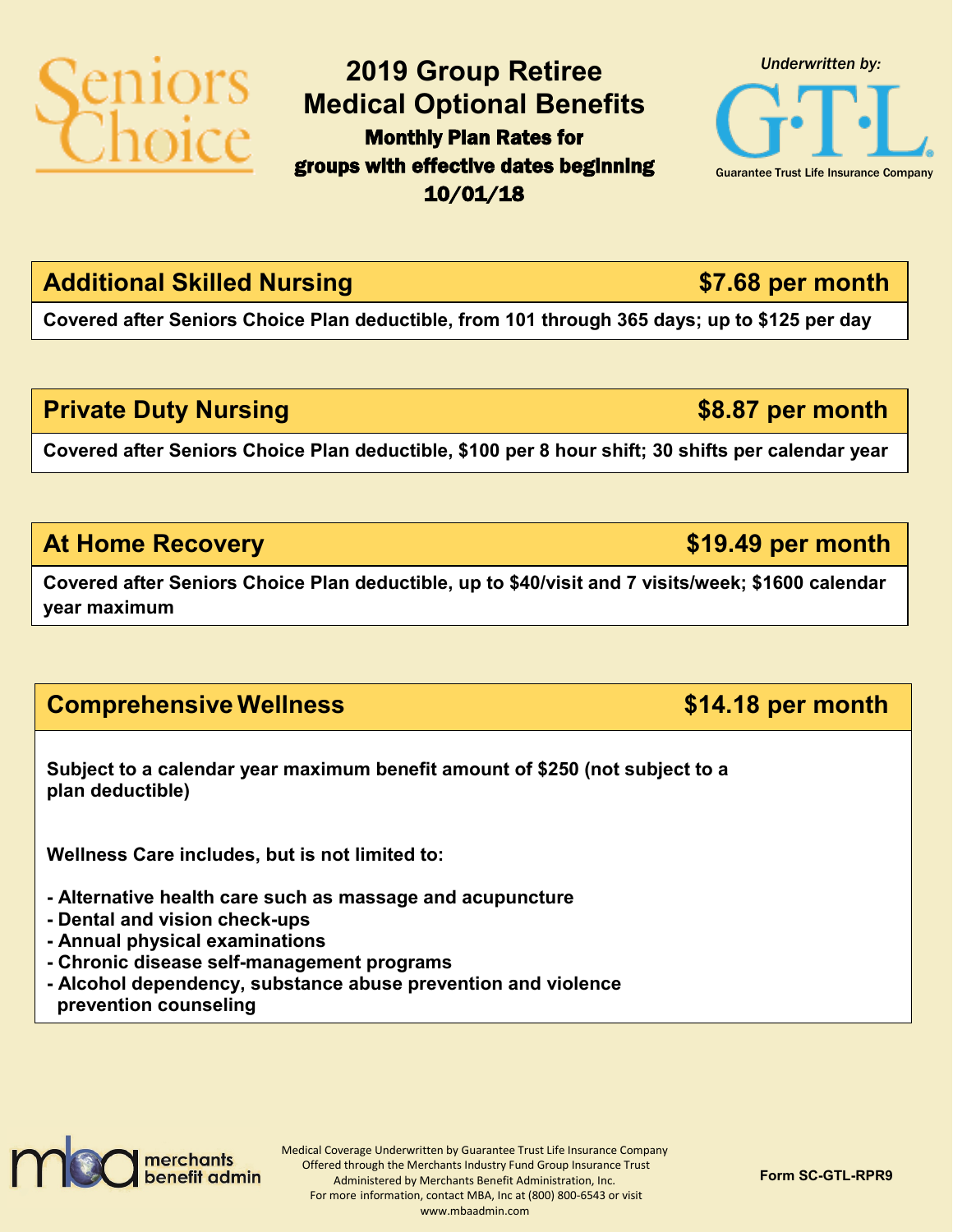Seniors Choice

# 2019 Group Retiree Medical Optional Benefits

**Monthly Plan Rates for groups with effective dates beginning 10/01/18**

*Underwritten by:*

G·T·L

Guarantee Trust Life Insurance Company

## Additional Skilled Nursing — $7.68 per month

**Covered after Seniors Choice Plan deductible, from 101 through 365 days; up to $125 per day**

## Private Duty Nursing — $8.87 per month

**Covered after Seniors Choice Plan deductible, $100 per 8 hour shift; 30 shifts per calendar year**

## At Home Recovery — $19.49 per month

**Covered after Seniors Choice Plan deductible, up to $40/visit and 7 visits/week; $1600 calendar year maximum**

## Comprehensive Wellness — $14.18 per month

**Subject to a calendar year maximum benefit amount of $250 (not subject to a plan deductible)**

**Wellness Care includes, but is not limited to:**

- **Alternative health care such as massage and acupuncture**
- **Dental and vision check-ups**
- **Annual physical examinations**
- **Chronic disease self-management programs**
- **Alcohol dependency, substance abuse prevention and violence prevention counseling**

mba merchants benefit admin

Medical Coverage Underwritten by Guarantee Trust Life Insurance Company
Offered through the Merchants Industry Fund Group Insurance Trust
Administered by Merchants Benefit Administration, Inc.
For more information, contact MBA, Inc at (800) 800-6543 or visit www.mbaadmin.com

**Form SC-GTL-RPR9**